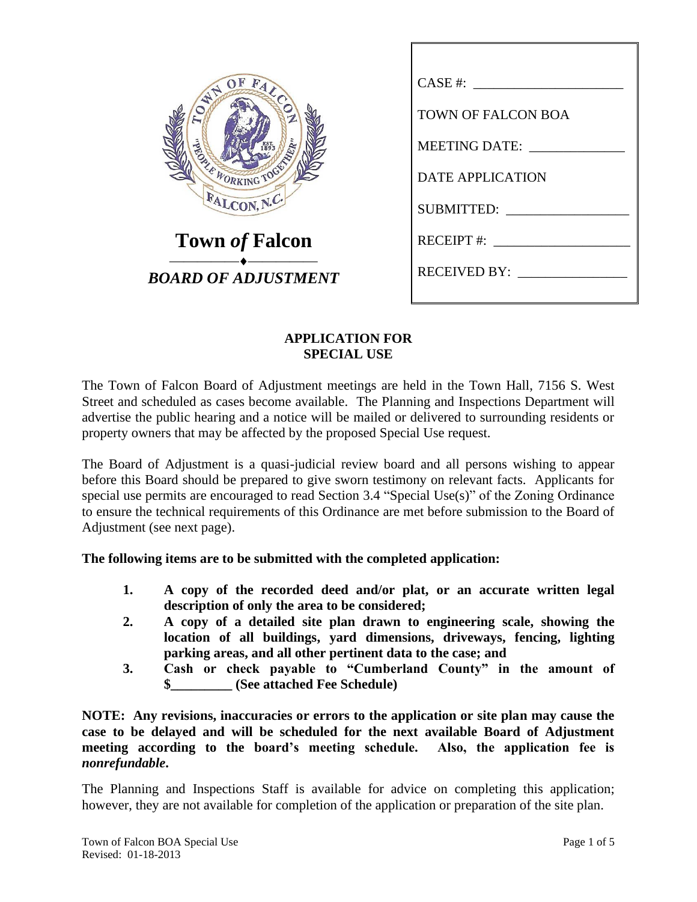**Town *of* Falcon**

***BOARD OF ADJUSTMENT***

CASE #: ____________________

TOWN OF FALCON BOA

MEETING DATE: ____________

DATE APPLICATION

SUBMITTED: ________________

RECEIPT #: __________________

RECEIVED BY: ______________

## APPLICATION FOR SPECIAL USE

The Town of Falcon Board of Adjustment meetings are held in the Town Hall, 7156 S. West Street and scheduled as cases become available. The Planning and Inspections Department will advertise the public hearing and a notice will be mailed or delivered to surrounding residents or property owners that may be affected by the proposed Special Use request.

The Board of Adjustment is a quasi-judicial review board and all persons wishing to appear before this Board should be prepared to give sworn testimony on relevant facts. Applicants for special use permits are encouraged to read Section 3.4 "Special Use(s)" of the Zoning Ordinance to ensure the technical requirements of this Ordinance are met before submission to the Board of Adjustment (see next page).

**The following items are to be submitted with the completed application:**

1. **A copy of the recorded deed and/or plat, or an accurate written legal description of only the area to be considered;**
2. **A copy of a detailed site plan drawn to engineering scale, showing the location of all buildings, yard dimensions, driveways, fencing, lighting parking areas, and all other pertinent data to the case; and**
3. **Cash or check payable to "Cumberland County" in the amount of $_________ (See attached Fee Schedule)**

**NOTE: Any revisions, inaccuracies or errors to the application or site plan may cause the case to be delayed and will be scheduled for the next available Board of Adjustment meeting according to the board's meeting schedule. Also, the application fee is *nonrefundable*.**

The Planning and Inspections Staff is available for advice on completing this application; however, they are not available for completion of the application or preparation of the site plan.

Town of Falcon BOA Special Use
Revised: 01-18-2013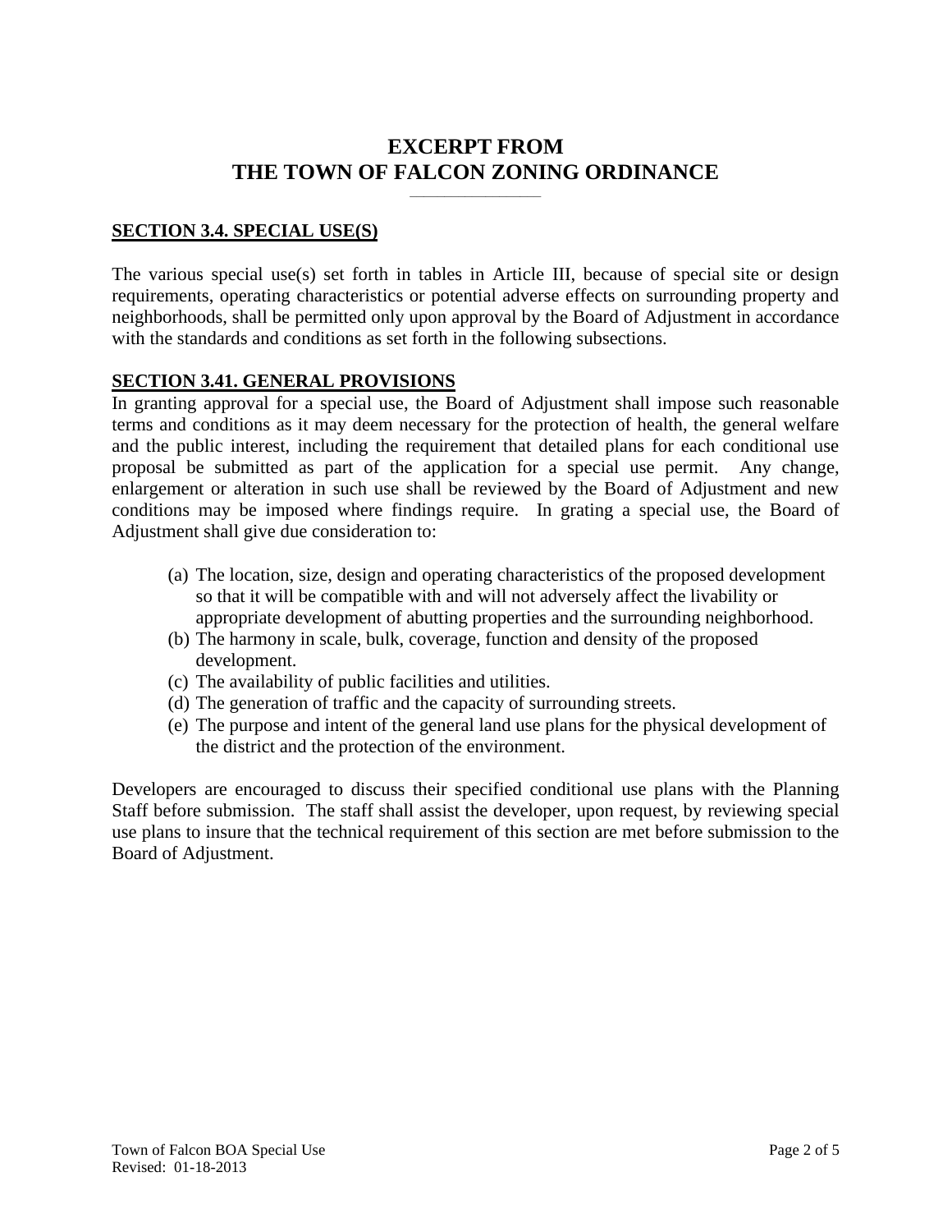# EXCERPT FROM THE TOWN OF FALCON ZONING ORDINANCE

## SECTION 3.4. SPECIAL USE(S)

The various special use(s) set forth in tables in Article III, because of special site or design requirements, operating characteristics or potential adverse effects on surrounding property and neighborhoods, shall be permitted only upon approval by the Board of Adjustment in accordance with the standards and conditions as set forth in the following subsections.

## SECTION 3.41. GENERAL PROVISIONS

In granting approval for a special use, the Board of Adjustment shall impose such reasonable terms and conditions as it may deem necessary for the protection of health, the general welfare and the public interest, including the requirement that detailed plans for each conditional use proposal be submitted as part of the application for a special use permit. Any change, enlargement or alteration in such use shall be reviewed by the Board of Adjustment and new conditions may be imposed where findings require. In grating a special use, the Board of Adjustment shall give due consideration to:

(a) The location, size, design and operating characteristics of the proposed development so that it will be compatible with and will not adversely affect the livability or appropriate development of abutting properties and the surrounding neighborhood.
(b) The harmony in scale, bulk, coverage, function and density of the proposed development.
(c) The availability of public facilities and utilities.
(d) The generation of traffic and the capacity of surrounding streets.
(e) The purpose and intent of the general land use plans for the physical development of the district and the protection of the environment.

Developers are encouraged to discuss their specified conditional use plans with the Planning Staff before submission. The staff shall assist the developer, upon request, by reviewing special use plans to insure that the technical requirement of this section are met before submission to the Board of Adjustment.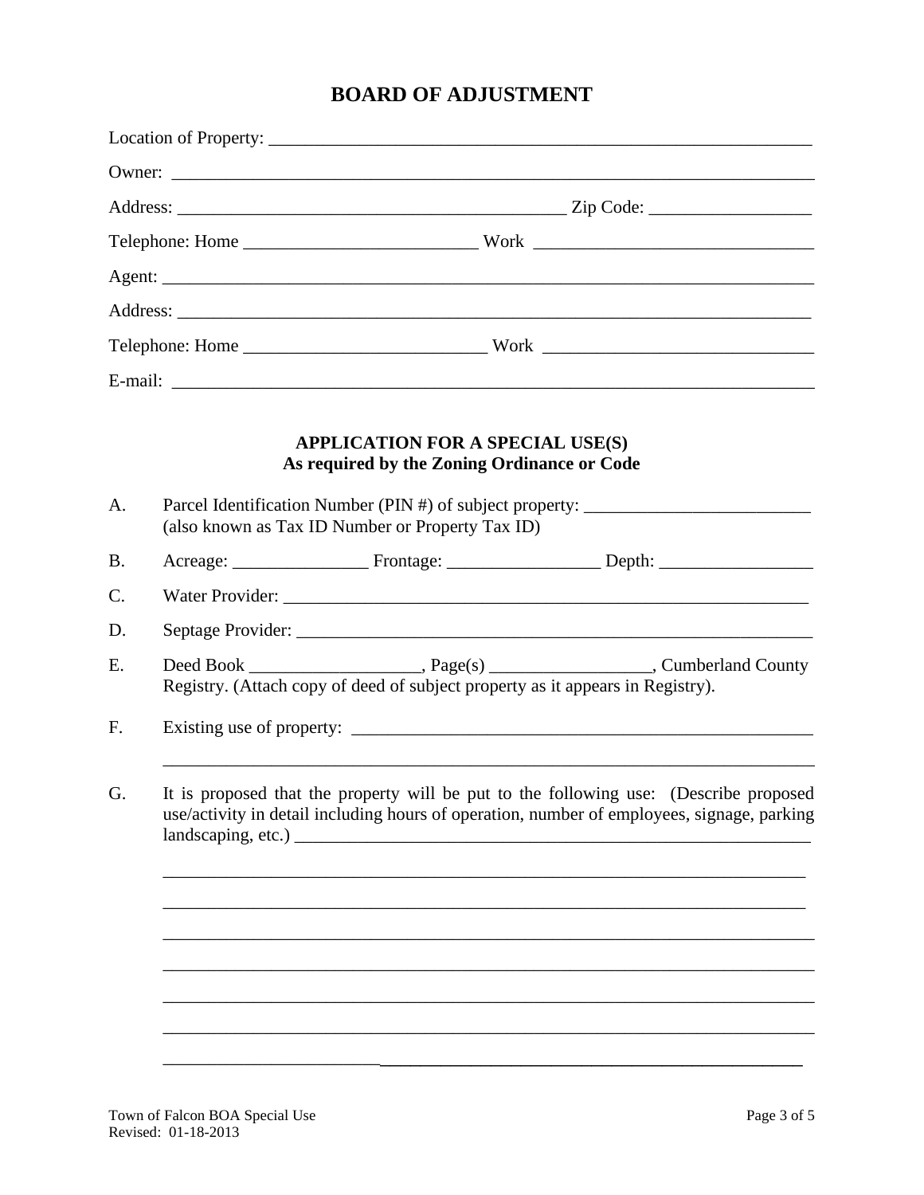# BOARD OF ADJUSTMENT

Location of Property: ___________________________________________________________

Owner: _________________________________________________________________

Address: ____________________________________________ Zip Code: __________________

Telephone: Home __________________________ Work ________________________________

Agent: _________________________________________________________________

Address: ________________________________________________________________

Telephone: Home ___________________________ Work ______________________________

E-mail: _________________________________________________________________

## APPLICATION FOR A SPECIAL USE(S)
**As required by the Zoning Ordinance or Code**

A. Parcel Identification Number (PIN #) of subject property: _________________________
(also known as Tax ID Number or Property Tax ID)

B. Acreage: _______________ Frontage: _________________ Depth: _________________

C. Water Provider: ____________________________________________________________

D. Septage Provider: ___________________________________________________________

E. Deed Book ___________________, Page(s) __________________, Cumberland County Registry. (Attach copy of deed of subject property as it appears in Registry).

F. Existing use of property: _____________________________________________________

_________________________________________________________________________

G. It is proposed that the property will be put to the following use: (Describe proposed use/activity in detail including hours of operation, number of employees, signage, parking landscaping, etc.) _____________________________________________________________

_________________________________________________________________________

_________________________________________________________________________

_________________________________________________________________________

_________________________________________________________________________

_________________________________________________________________________

_________________________________________________________________________

_________________________________________________________________________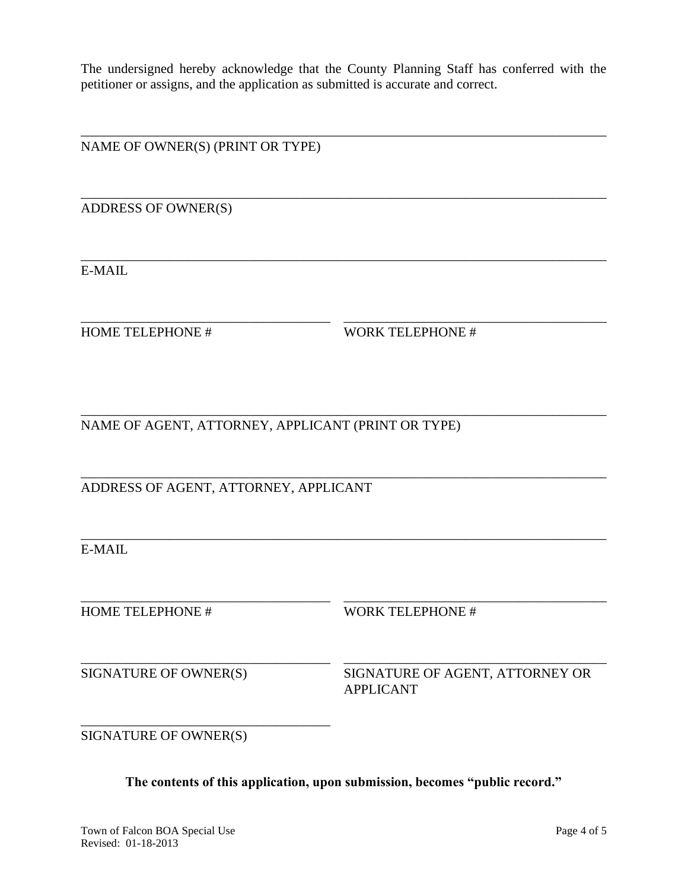The undersigned hereby acknowledge that the County Planning Staff has conferred with the petitioner or assigns, and the application as submitted is accurate and correct.

\_\_\_\_\_\_\_\_\_\_\_\_\_\_\_\_\_\_\_\_\_\_\_\_\_\_\_\_\_\_\_\_\_\_\_\_\_\_\_\_\_\_\_\_\_\_\_\_\_\_\_\_\_\_\_\_\_\_\_\_\_\_\_\_\_\_\_\_\_\_

NAME OF OWNER(S) (PRINT OR TYPE)

\_\_\_\_\_\_\_\_\_\_\_\_\_\_\_\_\_\_\_\_\_\_\_\_\_\_\_\_\_\_\_\_\_\_\_\_\_\_\_\_\_\_\_\_\_\_\_\_\_\_\_\_\_\_\_\_\_\_\_\_\_\_\_\_\_\_\_\_\_\_

ADDRESS OF OWNER(S)

\_\_\_\_\_\_\_\_\_\_\_\_\_\_\_\_\_\_\_\_\_\_\_\_\_\_\_\_\_\_\_\_\_\_\_\_\_\_\_\_\_\_\_\_\_\_\_\_\_\_\_\_\_\_\_\_\_\_\_\_\_\_\_\_\_\_\_\_\_\_

E-MAIL

| \_\_\_\_\_\_\_\_\_\_\_\_\_\_\_\_\_\_\_\_\_\_\_\_\_\_\_\_\_\_\_\_ | \_\_\_\_\_\_\_\_\_\_\_\_\_\_\_\_\_\_\_\_\_\_\_\_\_\_\_\_\_\_\_\_ |
|---|---|
| HOME TELEPHONE # | WORK TELEPHONE # |

\_\_\_\_\_\_\_\_\_\_\_\_\_\_\_\_\_\_\_\_\_\_\_\_\_\_\_\_\_\_\_\_\_\_\_\_\_\_\_\_\_\_\_\_\_\_\_\_\_\_\_\_\_\_\_\_\_\_\_\_\_\_\_\_\_\_\_\_\_\_

NAME OF AGENT, ATTORNEY, APPLICANT (PRINT OR TYPE)

\_\_\_\_\_\_\_\_\_\_\_\_\_\_\_\_\_\_\_\_\_\_\_\_\_\_\_\_\_\_\_\_\_\_\_\_\_\_\_\_\_\_\_\_\_\_\_\_\_\_\_\_\_\_\_\_\_\_\_\_\_\_\_\_\_\_\_\_\_\_

ADDRESS OF AGENT, ATTORNEY, APPLICANT

\_\_\_\_\_\_\_\_\_\_\_\_\_\_\_\_\_\_\_\_\_\_\_\_\_\_\_\_\_\_\_\_\_\_\_\_\_\_\_\_\_\_\_\_\_\_\_\_\_\_\_\_\_\_\_\_\_\_\_\_\_\_\_\_\_\_\_\_\_\_

E-MAIL

| \_\_\_\_\_\_\_\_\_\_\_\_\_\_\_\_\_\_\_\_\_\_\_\_\_\_\_\_\_\_\_\_ | \_\_\_\_\_\_\_\_\_\_\_\_\_\_\_\_\_\_\_\_\_\_\_\_\_\_\_\_\_\_\_\_ |
|---|---|
| HOME TELEPHONE # | WORK TELEPHONE # |
| | |
| \_\_\_\_\_\_\_\_\_\_\_\_\_\_\_\_\_\_\_\_\_\_\_\_\_\_\_\_\_\_\_\_ | \_\_\_\_\_\_\_\_\_\_\_\_\_\_\_\_\_\_\_\_\_\_\_\_\_\_\_\_\_\_\_\_ |
| SIGNATURE OF OWNER(S) | SIGNATURE OF AGENT, ATTORNEY OR APPLICANT |
| | |
| \_\_\_\_\_\_\_\_\_\_\_\_\_\_\_\_\_\_\_\_\_\_\_\_\_\_\_\_\_\_\_\_ | |
| SIGNATURE OF OWNER(S) | |

**The contents of this application, upon submission, becomes "public record."**

Town of Falcon BOA Special Use
Revised: 01-18-2013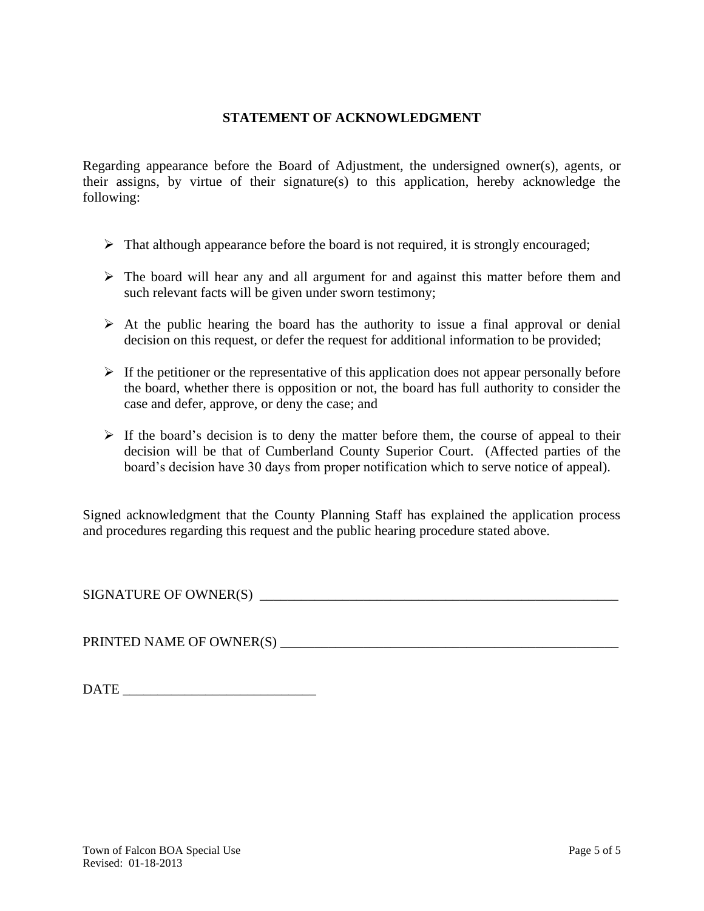## STATEMENT OF ACKNOWLEDGMENT

Regarding appearance before the Board of Adjustment, the undersigned owner(s), agents, or their assigns, by virtue of their signature(s) to this application, hereby acknowledge the following:

- That although appearance before the board is not required, it is strongly encouraged;
- The board will hear any and all argument for and against this matter before them and such relevant facts will be given under sworn testimony;
- At the public hearing the board has the authority to issue a final approval or denial decision on this request, or defer the request for additional information to be provided;
- If the petitioner or the representative of this application does not appear personally before the board, whether there is opposition or not, the board has full authority to consider the case and defer, approve, or deny the case; and
- If the board's decision is to deny the matter before them, the course of appeal to their decision will be that of Cumberland County Superior Court. (Affected parties of the board's decision have 30 days from proper notification which to serve notice of appeal).

Signed acknowledgment that the County Planning Staff has explained the application process and procedures regarding this request and the public hearing procedure stated above.

SIGNATURE OF OWNER(S) ______________________________________________________

PRINTED NAME OF OWNER(S) __________________________________________________

DATE ____________________________

Town of Falcon BOA Special Use
Revised: 01-18-2013